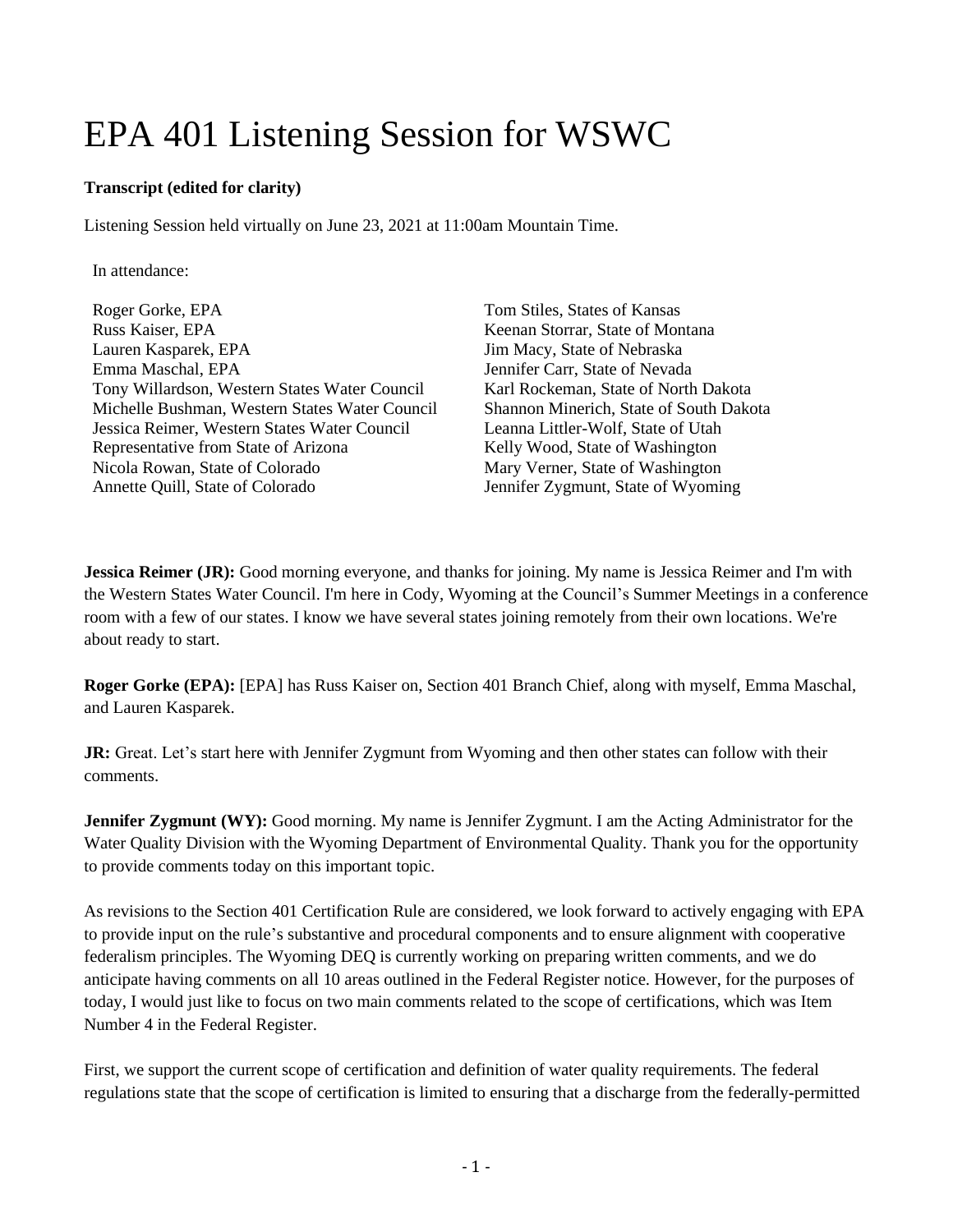# EPA 401 Listening Session for WSWC

**Transcript (edited for clarity)**

Listening Session held virtually on June 23, 2021 at 11:00am Mountain Time.

In attendance:

Roger Gorke, EPA
Russ Kaiser, EPA
Lauren Kasparek, EPA
Emma Maschal, EPA
Tony Willardson, Western States Water Council
Michelle Bushman, Western States Water Council
Jessica Reimer, Western States Water Council
Representative from State of Arizona
Nicola Rowan, State of Colorado
Annette Quill, State of Colorado
Tom Stiles, States of Kansas
Keenan Storrar, State of Montana
Jim Macy, State of Nebraska
Jennifer Carr, State of Nevada
Karl Rockeman, State of North Dakota
Shannon Minerich, State of South Dakota
Leanna Littler-Wolf, State of Utah
Kelly Wood, State of Washington
Mary Verner, State of Washington
Jennifer Zygmunt, State of Wyoming

**Jessica Reimer (JR):** Good morning everyone, and thanks for joining. My name is Jessica Reimer and I'm with the Western States Water Council. I'm here in Cody, Wyoming at the Council's Summer Meetings in a conference room with a few of our states. I know we have several states joining remotely from their own locations. We're about ready to start.

**Roger Gorke (EPA):** [EPA] has Russ Kaiser on, Section 401 Branch Chief, along with myself, Emma Maschal, and Lauren Kasparek.

**JR:** Great. Let's start here with Jennifer Zygmunt from Wyoming and then other states can follow with their comments.

**Jennifer Zygmunt (WY):** Good morning. My name is Jennifer Zygmunt. I am the Acting Administrator for the Water Quality Division with the Wyoming Department of Environmental Quality. Thank you for the opportunity to provide comments today on this important topic.

As revisions to the Section 401 Certification Rule are considered, we look forward to actively engaging with EPA to provide input on the rule's substantive and procedural components and to ensure alignment with cooperative federalism principles. The Wyoming DEQ is currently working on preparing written comments, and we do anticipate having comments on all 10 areas outlined in the Federal Register notice. However, for the purposes of today, I would just like to focus on two main comments related to the scope of certifications, which was Item Number 4 in the Federal Register.

First, we support the current scope of certification and definition of water quality requirements. The federal regulations state that the scope of certification is limited to ensuring that a discharge from the federally-permitted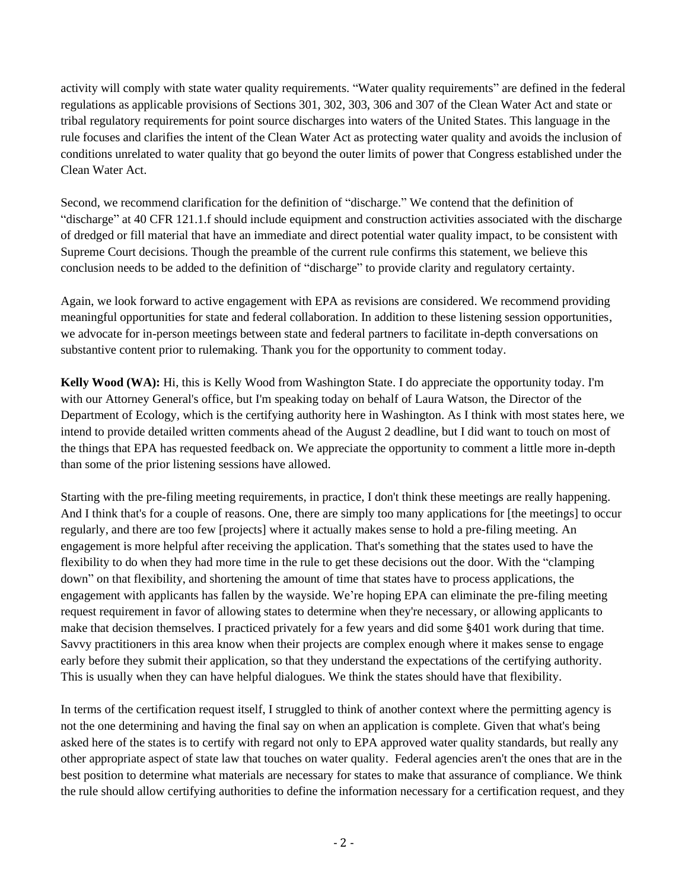activity will comply with state water quality requirements. "Water quality requirements" are defined in the federal regulations as applicable provisions of Sections 301, 302, 303, 306 and 307 of the Clean Water Act and state or tribal regulatory requirements for point source discharges into waters of the United States. This language in the rule focuses and clarifies the intent of the Clean Water Act as protecting water quality and avoids the inclusion of conditions unrelated to water quality that go beyond the outer limits of power that Congress established under the Clean Water Act.

Second, we recommend clarification for the definition of "discharge." We contend that the definition of "discharge" at 40 CFR 121.1.f should include equipment and construction activities associated with the discharge of dredged or fill material that have an immediate and direct potential water quality impact, to be consistent with Supreme Court decisions. Though the preamble of the current rule confirms this statement, we believe this conclusion needs to be added to the definition of "discharge" to provide clarity and regulatory certainty.

Again, we look forward to active engagement with EPA as revisions are considered. We recommend providing meaningful opportunities for state and federal collaboration. In addition to these listening session opportunities, we advocate for in-person meetings between state and federal partners to facilitate in-depth conversations on substantive content prior to rulemaking. Thank you for the opportunity to comment today.

**Kelly Wood (WA):** Hi, this is Kelly Wood from Washington State. I do appreciate the opportunity today. I'm with our Attorney General's office, but I'm speaking today on behalf of Laura Watson, the Director of the Department of Ecology, which is the certifying authority here in Washington. As I think with most states here, we intend to provide detailed written comments ahead of the August 2 deadline, but I did want to touch on most of the things that EPA has requested feedback on. We appreciate the opportunity to comment a little more in-depth than some of the prior listening sessions have allowed.

Starting with the pre-filing meeting requirements, in practice, I don't think these meetings are really happening. And I think that's for a couple of reasons. One, there are simply too many applications for [the meetings] to occur regularly, and there are too few [projects] where it actually makes sense to hold a pre-filing meeting. An engagement is more helpful after receiving the application. That's something that the states used to have the flexibility to do when they had more time in the rule to get these decisions out the door. With the "clamping down" on that flexibility, and shortening the amount of time that states have to process applications, the engagement with applicants has fallen by the wayside. We're hoping EPA can eliminate the pre-filing meeting request requirement in favor of allowing states to determine when they're necessary, or allowing applicants to make that decision themselves. I practiced privately for a few years and did some §401 work during that time. Savvy practitioners in this area know when their projects are complex enough where it makes sense to engage early before they submit their application, so that they understand the expectations of the certifying authority. This is usually when they can have helpful dialogues. We think the states should have that flexibility.

In terms of the certification request itself, I struggled to think of another context where the permitting agency is not the one determining and having the final say on when an application is complete. Given that what's being asked here of the states is to certify with regard not only to EPA approved water quality standards, but really any other appropriate aspect of state law that touches on water quality. Federal agencies aren't the ones that are in the best position to determine what materials are necessary for states to make that assurance of compliance. We think the rule should allow certifying authorities to define the information necessary for a certification request, and they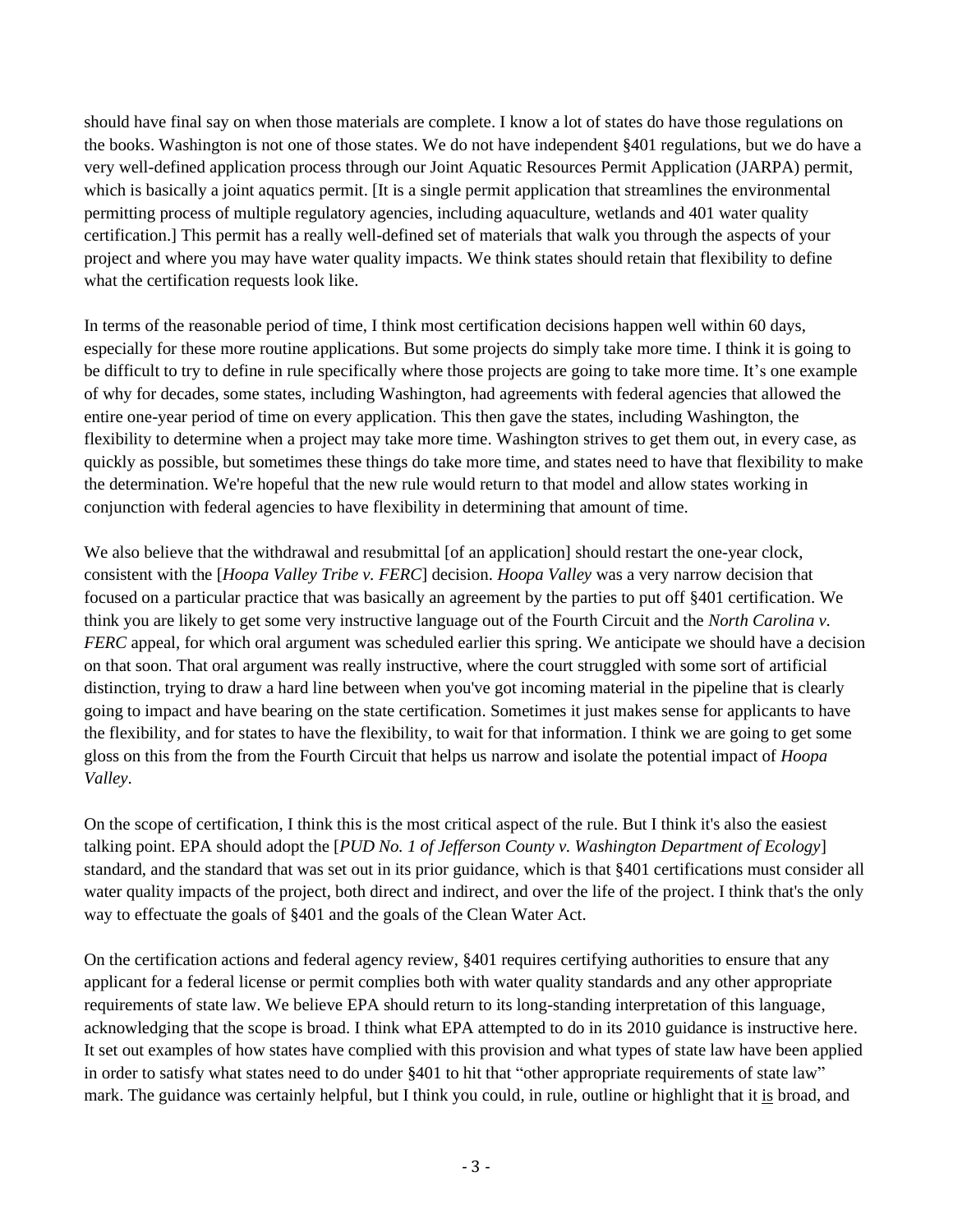should have final say on when those materials are complete. I know a lot of states do have those regulations on the books. Washington is not one of those states. We do not have independent §401 regulations, but we do have a very well-defined application process through our Joint Aquatic Resources Permit Application (JARPA) permit, which is basically a joint aquatics permit. [It is a single permit application that streamlines the environmental permitting process of multiple regulatory agencies, including aquaculture, wetlands and 401 water quality certification.] This permit has a really well-defined set of materials that walk you through the aspects of your project and where you may have water quality impacts. We think states should retain that flexibility to define what the certification requests look like.

In terms of the reasonable period of time, I think most certification decisions happen well within 60 days, especially for these more routine applications. But some projects do simply take more time. I think it is going to be difficult to try to define in rule specifically where those projects are going to take more time. It's one example of why for decades, some states, including Washington, had agreements with federal agencies that allowed the entire one-year period of time on every application. This then gave the states, including Washington, the flexibility to determine when a project may take more time. Washington strives to get them out, in every case, as quickly as possible, but sometimes these things do take more time, and states need to have that flexibility to make the determination. We're hopeful that the new rule would return to that model and allow states working in conjunction with federal agencies to have flexibility in determining that amount of time.

We also believe that the withdrawal and resubmittal [of an application] should restart the one-year clock, consistent with the [*Hoopa Valley Tribe v. FERC*] decision. *Hoopa Valley* was a very narrow decision that focused on a particular practice that was basically an agreement by the parties to put off §401 certification. We think you are likely to get some very instructive language out of the Fourth Circuit and the *North Carolina v. FERC* appeal, for which oral argument was scheduled earlier this spring. We anticipate we should have a decision on that soon. That oral argument was really instructive, where the court struggled with some sort of artificial distinction, trying to draw a hard line between when you've got incoming material in the pipeline that is clearly going to impact and have bearing on the state certification. Sometimes it just makes sense for applicants to have the flexibility, and for states to have the flexibility, to wait for that information. I think we are going to get some gloss on this from the from the Fourth Circuit that helps us narrow and isolate the potential impact of *Hoopa Valley*.

On the scope of certification, I think this is the most critical aspect of the rule. But I think it's also the easiest talking point. EPA should adopt the [*PUD No. 1 of Jefferson County v. Washington Department of Ecology*] standard, and the standard that was set out in its prior guidance, which is that §401 certifications must consider all water quality impacts of the project, both direct and indirect, and over the life of the project. I think that's the only way to effectuate the goals of §401 and the goals of the Clean Water Act.

On the certification actions and federal agency review, §401 requires certifying authorities to ensure that any applicant for a federal license or permit complies both with water quality standards and any other appropriate requirements of state law. We believe EPA should return to its long-standing interpretation of this language, acknowledging that the scope is broad. I think what EPA attempted to do in its 2010 guidance is instructive here. It set out examples of how states have complied with this provision and what types of state law have been applied in order to satisfy what states need to do under §401 to hit that "other appropriate requirements of state law" mark. The guidance was certainly helpful, but I think you could, in rule, outline or highlight that it <u>is</u> broad, and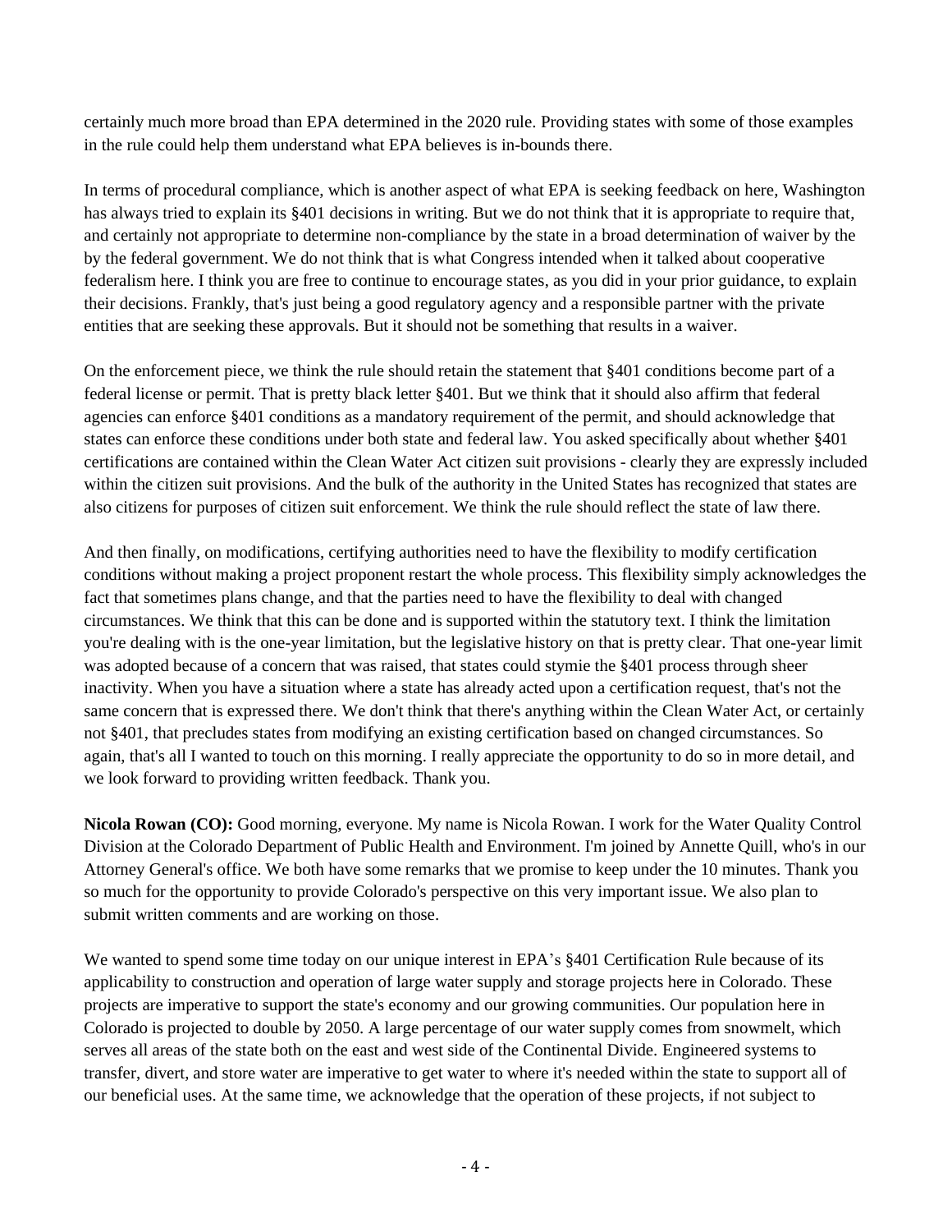certainly much more broad than EPA determined in the 2020 rule. Providing states with some of those examples in the rule could help them understand what EPA believes is in-bounds there.

In terms of procedural compliance, which is another aspect of what EPA is seeking feedback on here, Washington has always tried to explain its §401 decisions in writing. But we do not think that it is appropriate to require that, and certainly not appropriate to determine non-compliance by the state in a broad determination of waiver by the by the federal government. We do not think that is what Congress intended when it talked about cooperative federalism here. I think you are free to continue to encourage states, as you did in your prior guidance, to explain their decisions. Frankly, that's just being a good regulatory agency and a responsible partner with the private entities that are seeking these approvals. But it should not be something that results in a waiver.

On the enforcement piece, we think the rule should retain the statement that §401 conditions become part of a federal license or permit. That is pretty black letter §401. But we think that it should also affirm that federal agencies can enforce §401 conditions as a mandatory requirement of the permit, and should acknowledge that states can enforce these conditions under both state and federal law. You asked specifically about whether §401 certifications are contained within the Clean Water Act citizen suit provisions - clearly they are expressly included within the citizen suit provisions. And the bulk of the authority in the United States has recognized that states are also citizens for purposes of citizen suit enforcement. We think the rule should reflect the state of law there.

And then finally, on modifications, certifying authorities need to have the flexibility to modify certification conditions without making a project proponent restart the whole process. This flexibility simply acknowledges the fact that sometimes plans change, and that the parties need to have the flexibility to deal with changed circumstances. We think that this can be done and is supported within the statutory text. I think the limitation you're dealing with is the one-year limitation, but the legislative history on that is pretty clear. That one-year limit was adopted because of a concern that was raised, that states could stymie the §401 process through sheer inactivity. When you have a situation where a state has already acted upon a certification request, that's not the same concern that is expressed there. We don't think that there's anything within the Clean Water Act, or certainly not §401, that precludes states from modifying an existing certification based on changed circumstances. So again, that's all I wanted to touch on this morning. I really appreciate the opportunity to do so in more detail, and we look forward to providing written feedback. Thank you.

**Nicola Rowan (CO):** Good morning, everyone. My name is Nicola Rowan. I work for the Water Quality Control Division at the Colorado Department of Public Health and Environment. I'm joined by Annette Quill, who's in our Attorney General's office. We both have some remarks that we promise to keep under the 10 minutes. Thank you so much for the opportunity to provide Colorado's perspective on this very important issue. We also plan to submit written comments and are working on those.

We wanted to spend some time today on our unique interest in EPA's §401 Certification Rule because of its applicability to construction and operation of large water supply and storage projects here in Colorado. These projects are imperative to support the state's economy and our growing communities. Our population here in Colorado is projected to double by 2050. A large percentage of our water supply comes from snowmelt, which serves all areas of the state both on the east and west side of the Continental Divide. Engineered systems to transfer, divert, and store water are imperative to get water to where it's needed within the state to support all of our beneficial uses. At the same time, we acknowledge that the operation of these projects, if not subject to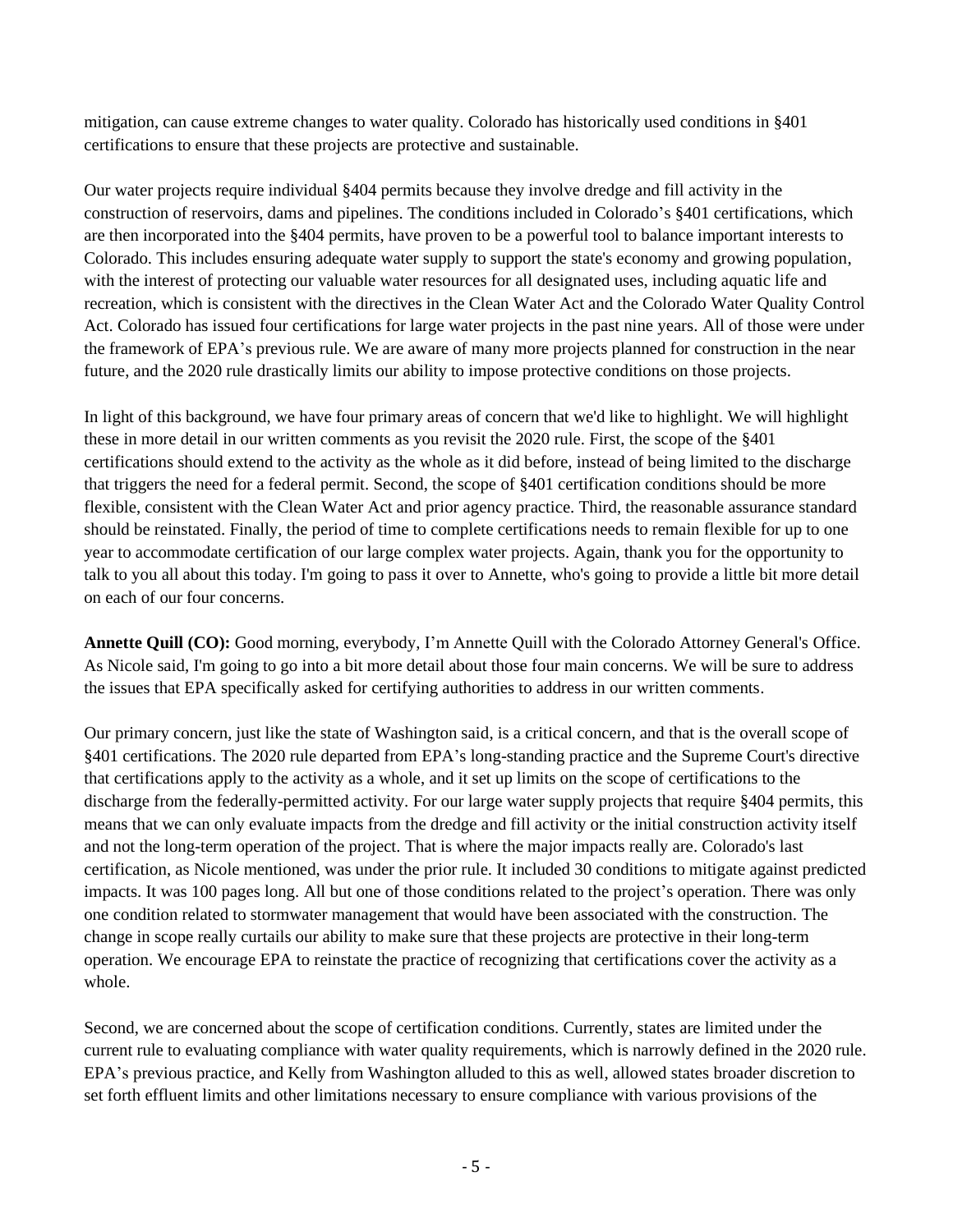mitigation, can cause extreme changes to water quality. Colorado has historically used conditions in §401 certifications to ensure that these projects are protective and sustainable.

Our water projects require individual §404 permits because they involve dredge and fill activity in the construction of reservoirs, dams and pipelines. The conditions included in Colorado's §401 certifications, which are then incorporated into the §404 permits, have proven to be a powerful tool to balance important interests to Colorado. This includes ensuring adequate water supply to support the state's economy and growing population, with the interest of protecting our valuable water resources for all designated uses, including aquatic life and recreation, which is consistent with the directives in the Clean Water Act and the Colorado Water Quality Control Act. Colorado has issued four certifications for large water projects in the past nine years. All of those were under the framework of EPA's previous rule. We are aware of many more projects planned for construction in the near future, and the 2020 rule drastically limits our ability to impose protective conditions on those projects.

In light of this background, we have four primary areas of concern that we'd like to highlight. We will highlight these in more detail in our written comments as you revisit the 2020 rule. First, the scope of the §401 certifications should extend to the activity as the whole as it did before, instead of being limited to the discharge that triggers the need for a federal permit. Second, the scope of §401 certification conditions should be more flexible, consistent with the Clean Water Act and prior agency practice. Third, the reasonable assurance standard should be reinstated. Finally, the period of time to complete certifications needs to remain flexible for up to one year to accommodate certification of our large complex water projects. Again, thank you for the opportunity to talk to you all about this today. I'm going to pass it over to Annette, who's going to provide a little bit more detail on each of our four concerns.

**Annette Quill (CO):** Good morning, everybody, I'm Annette Quill with the Colorado Attorney General's Office. As Nicole said, I'm going to go into a bit more detail about those four main concerns. We will be sure to address the issues that EPA specifically asked for certifying authorities to address in our written comments.

Our primary concern, just like the state of Washington said, is a critical concern, and that is the overall scope of §401 certifications. The 2020 rule departed from EPA's long-standing practice and the Supreme Court's directive that certifications apply to the activity as a whole, and it set up limits on the scope of certifications to the discharge from the federally-permitted activity. For our large water supply projects that require §404 permits, this means that we can only evaluate impacts from the dredge and fill activity or the initial construction activity itself and not the long-term operation of the project. That is where the major impacts really are. Colorado's last certification, as Nicole mentioned, was under the prior rule. It included 30 conditions to mitigate against predicted impacts. It was 100 pages long. All but one of those conditions related to the project's operation. There was only one condition related to stormwater management that would have been associated with the construction. The change in scope really curtails our ability to make sure that these projects are protective in their long-term operation. We encourage EPA to reinstate the practice of recognizing that certifications cover the activity as a whole.

Second, we are concerned about the scope of certification conditions. Currently, states are limited under the current rule to evaluating compliance with water quality requirements, which is narrowly defined in the 2020 rule. EPA's previous practice, and Kelly from Washington alluded to this as well, allowed states broader discretion to set forth effluent limits and other limitations necessary to ensure compliance with various provisions of the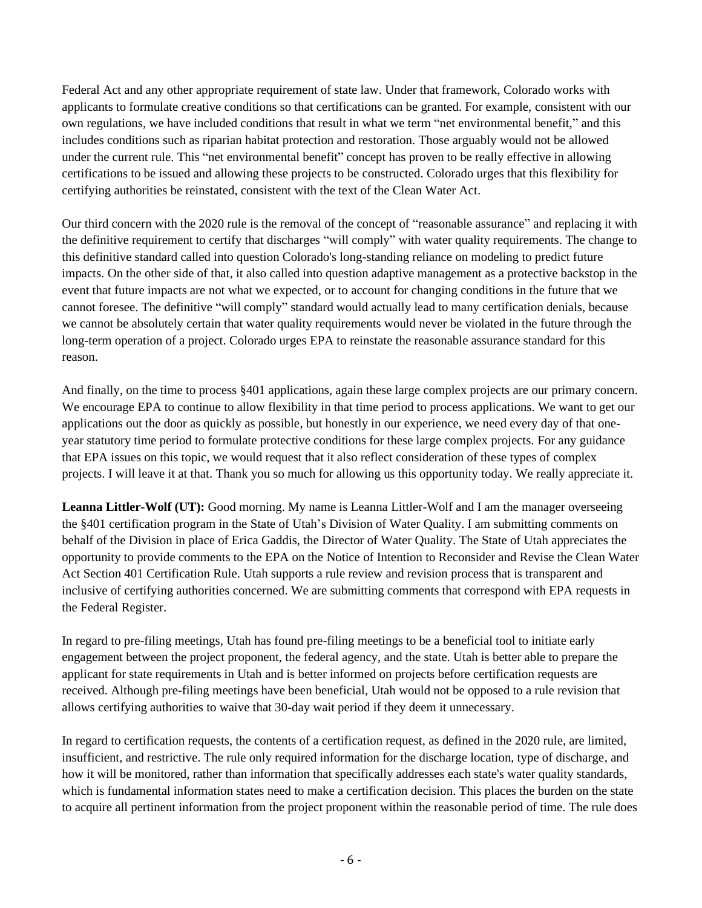Federal Act and any other appropriate requirement of state law. Under that framework, Colorado works with applicants to formulate creative conditions so that certifications can be granted. For example, consistent with our own regulations, we have included conditions that result in what we term "net environmental benefit," and this includes conditions such as riparian habitat protection and restoration. Those arguably would not be allowed under the current rule. This "net environmental benefit" concept has proven to be really effective in allowing certifications to be issued and allowing these projects to be constructed. Colorado urges that this flexibility for certifying authorities be reinstated, consistent with the text of the Clean Water Act.

Our third concern with the 2020 rule is the removal of the concept of "reasonable assurance" and replacing it with the definitive requirement to certify that discharges "will comply" with water quality requirements. The change to this definitive standard called into question Colorado's long-standing reliance on modeling to predict future impacts. On the other side of that, it also called into question adaptive management as a protective backstop in the event that future impacts are not what we expected, or to account for changing conditions in the future that we cannot foresee. The definitive "will comply" standard would actually lead to many certification denials, because we cannot be absolutely certain that water quality requirements would never be violated in the future through the long-term operation of a project. Colorado urges EPA to reinstate the reasonable assurance standard for this reason.

And finally, on the time to process §401 applications, again these large complex projects are our primary concern. We encourage EPA to continue to allow flexibility in that time period to process applications. We want to get our applications out the door as quickly as possible, but honestly in our experience, we need every day of that one-year statutory time period to formulate protective conditions for these large complex projects. For any guidance that EPA issues on this topic, we would request that it also reflect consideration of these types of complex projects. I will leave it at that. Thank you so much for allowing us this opportunity today. We really appreciate it.

**Leanna Littler-Wolf (UT):** Good morning. My name is Leanna Littler-Wolf and I am the manager overseeing the §401 certification program in the State of Utah's Division of Water Quality. I am submitting comments on behalf of the Division in place of Erica Gaddis, the Director of Water Quality. The State of Utah appreciates the opportunity to provide comments to the EPA on the Notice of Intention to Reconsider and Revise the Clean Water Act Section 401 Certification Rule. Utah supports a rule review and revision process that is transparent and inclusive of certifying authorities concerned. We are submitting comments that correspond with EPA requests in the Federal Register.

In regard to pre-filing meetings, Utah has found pre-filing meetings to be a beneficial tool to initiate early engagement between the project proponent, the federal agency, and the state. Utah is better able to prepare the applicant for state requirements in Utah and is better informed on projects before certification requests are received. Although pre-filing meetings have been beneficial, Utah would not be opposed to a rule revision that allows certifying authorities to waive that 30-day wait period if they deem it unnecessary.

In regard to certification requests, the contents of a certification request, as defined in the 2020 rule, are limited, insufficient, and restrictive. The rule only required information for the discharge location, type of discharge, and how it will be monitored, rather than information that specifically addresses each state's water quality standards, which is fundamental information states need to make a certification decision. This places the burden on the state to acquire all pertinent information from the project proponent within the reasonable period of time. The rule does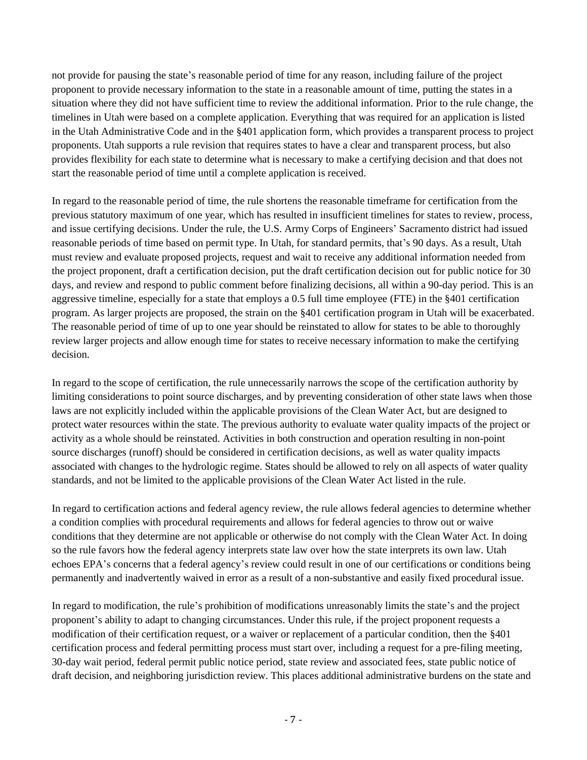not provide for pausing the state's reasonable period of time for any reason, including failure of the project proponent to provide necessary information to the state in a reasonable amount of time, putting the states in a situation where they did not have sufficient time to review the additional information. Prior to the rule change, the timelines in Utah were based on a complete application. Everything that was required for an application is listed in the Utah Administrative Code and in the §401 application form, which provides a transparent process to project proponents. Utah supports a rule revision that requires states to have a clear and transparent process, but also provides flexibility for each state to determine what is necessary to make a certifying decision and that does not start the reasonable period of time until a complete application is received.

In regard to the reasonable period of time, the rule shortens the reasonable timeframe for certification from the previous statutory maximum of one year, which has resulted in insufficient timelines for states to review, process, and issue certifying decisions. Under the rule, the U.S. Army Corps of Engineers' Sacramento district had issued reasonable periods of time based on permit type. In Utah, for standard permits, that's 90 days. As a result, Utah must review and evaluate proposed projects, request and wait to receive any additional information needed from the project proponent, draft a certification decision, put the draft certification decision out for public notice for 30 days, and review and respond to public comment before finalizing decisions, all within a 90-day period. This is an aggressive timeline, especially for a state that employs a 0.5 full time employee (FTE) in the §401 certification program. As larger projects are proposed, the strain on the §401 certification program in Utah will be exacerbated. The reasonable period of time of up to one year should be reinstated to allow for states to be able to thoroughly review larger projects and allow enough time for states to receive necessary information to make the certifying decision.

In regard to the scope of certification, the rule unnecessarily narrows the scope of the certification authority by limiting considerations to point source discharges, and by preventing consideration of other state laws when those laws are not explicitly included within the applicable provisions of the Clean Water Act, but are designed to protect water resources within the state. The previous authority to evaluate water quality impacts of the project or activity as a whole should be reinstated. Activities in both construction and operation resulting in non-point source discharges (runoff) should be considered in certification decisions, as well as water quality impacts associated with changes to the hydrologic regime. States should be allowed to rely on all aspects of water quality standards, and not be limited to the applicable provisions of the Clean Water Act listed in the rule.

In regard to certification actions and federal agency review, the rule allows federal agencies to determine whether a condition complies with procedural requirements and allows for federal agencies to throw out or waive conditions that they determine are not applicable or otherwise do not comply with the Clean Water Act. In doing so the rule favors how the federal agency interprets state law over how the state interprets its own law. Utah echoes EPA's concerns that a federal agency's review could result in one of our certifications or conditions being permanently and inadvertently waived in error as a result of a non-substantive and easily fixed procedural issue.

In regard to modification, the rule's prohibition of modifications unreasonably limits the state's and the project proponent's ability to adapt to changing circumstances. Under this rule, if the project proponent requests a modification of their certification request, or a waiver or replacement of a particular condition, then the §401 certification process and federal permitting process must start over, including a request for a pre-filing meeting, 30-day wait period, federal permit public notice period, state review and associated fees, state public notice of draft decision, and neighboring jurisdiction review. This places additional administrative burdens on the state and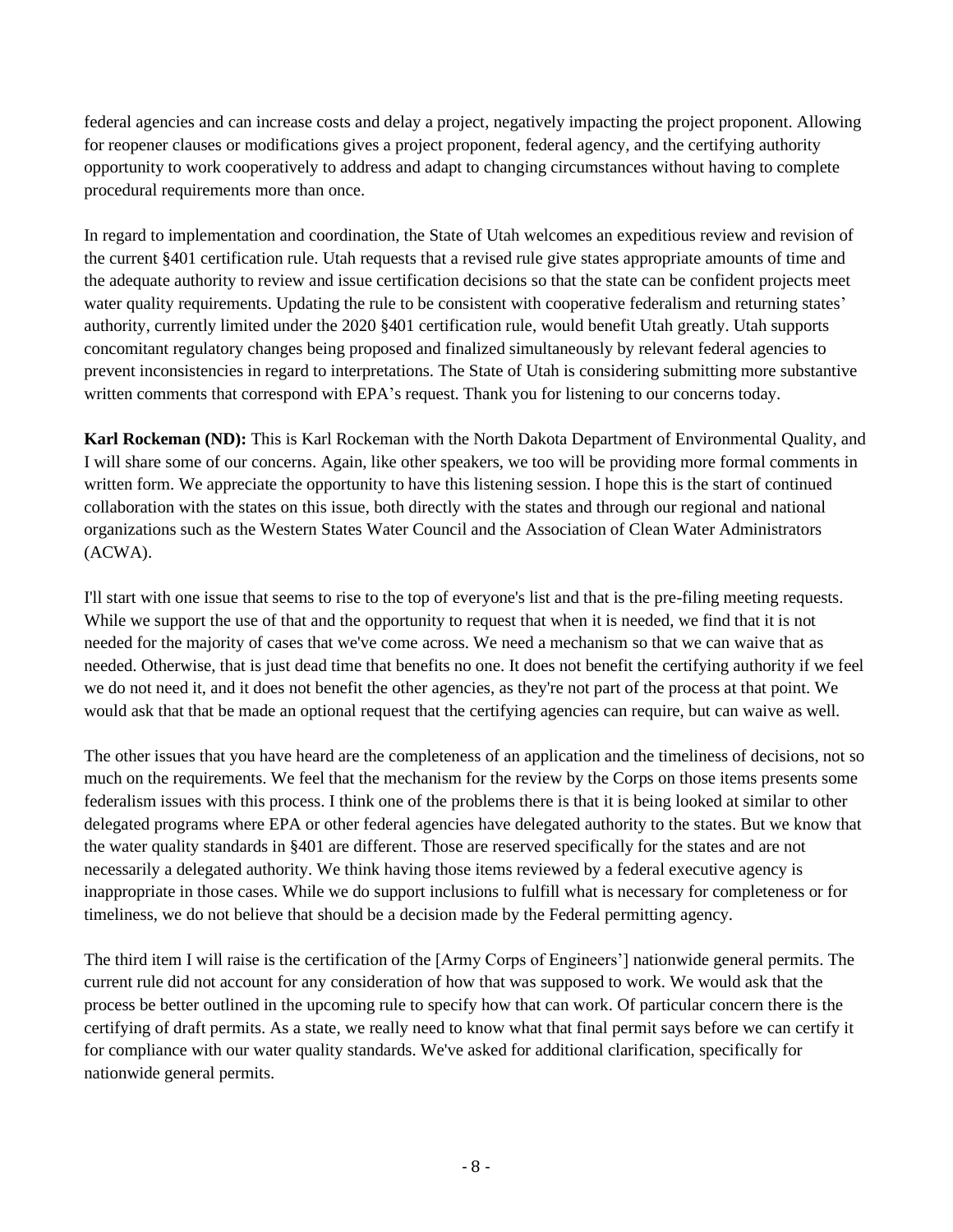federal agencies and can increase costs and delay a project, negatively impacting the project proponent. Allowing for reopener clauses or modifications gives a project proponent, federal agency, and the certifying authority opportunity to work cooperatively to address and adapt to changing circumstances without having to complete procedural requirements more than once.

In regard to implementation and coordination, the State of Utah welcomes an expeditious review and revision of the current §401 certification rule. Utah requests that a revised rule give states appropriate amounts of time and the adequate authority to review and issue certification decisions so that the state can be confident projects meet water quality requirements. Updating the rule to be consistent with cooperative federalism and returning states' authority, currently limited under the 2020 §401 certification rule, would benefit Utah greatly. Utah supports concomitant regulatory changes being proposed and finalized simultaneously by relevant federal agencies to prevent inconsistencies in regard to interpretations. The State of Utah is considering submitting more substantive written comments that correspond with EPA's request. Thank you for listening to our concerns today.

**Karl Rockeman (ND):** This is Karl Rockeman with the North Dakota Department of Environmental Quality, and I will share some of our concerns. Again, like other speakers, we too will be providing more formal comments in written form. We appreciate the opportunity to have this listening session. I hope this is the start of continued collaboration with the states on this issue, both directly with the states and through our regional and national organizations such as the Western States Water Council and the Association of Clean Water Administrators (ACWA).

I'll start with one issue that seems to rise to the top of everyone's list and that is the pre-filing meeting requests. While we support the use of that and the opportunity to request that when it is needed, we find that it is not needed for the majority of cases that we've come across. We need a mechanism so that we can waive that as needed. Otherwise, that is just dead time that benefits no one. It does not benefit the certifying authority if we feel we do not need it, and it does not benefit the other agencies, as they're not part of the process at that point. We would ask that that be made an optional request that the certifying agencies can require, but can waive as well.

The other issues that you have heard are the completeness of an application and the timeliness of decisions, not so much on the requirements. We feel that the mechanism for the review by the Corps on those items presents some federalism issues with this process. I think one of the problems there is that it is being looked at similar to other delegated programs where EPA or other federal agencies have delegated authority to the states. But we know that the water quality standards in §401 are different. Those are reserved specifically for the states and are not necessarily a delegated authority. We think having those items reviewed by a federal executive agency is inappropriate in those cases. While we do support inclusions to fulfill what is necessary for completeness or for timeliness, we do not believe that should be a decision made by the Federal permitting agency.

The third item I will raise is the certification of the [Army Corps of Engineers'] nationwide general permits. The current rule did not account for any consideration of how that was supposed to work. We would ask that the process be better outlined in the upcoming rule to specify how that can work. Of particular concern there is the certifying of draft permits. As a state, we really need to know what that final permit says before we can certify it for compliance with our water quality standards. We've asked for additional clarification, specifically for nationwide general permits.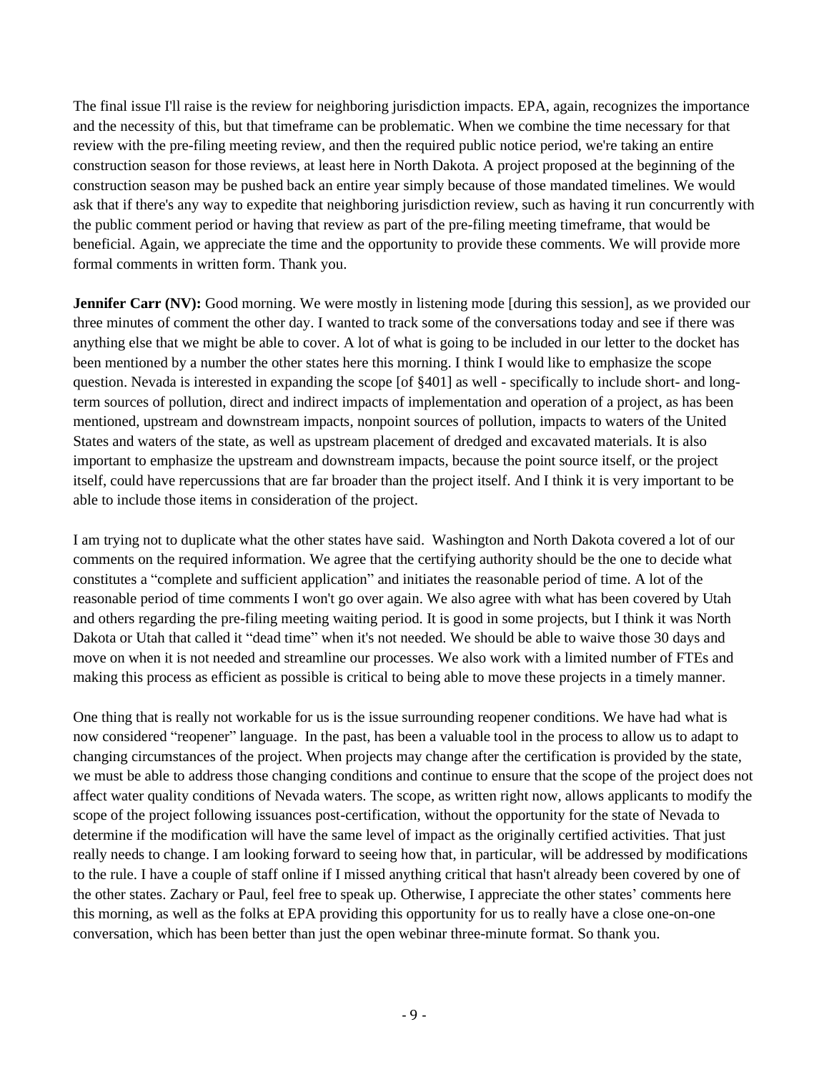The final issue I'll raise is the review for neighboring jurisdiction impacts. EPA, again, recognizes the importance and the necessity of this, but that timeframe can be problematic. When we combine the time necessary for that review with the pre-filing meeting review, and then the required public notice period, we're taking an entire construction season for those reviews, at least here in North Dakota. A project proposed at the beginning of the construction season may be pushed back an entire year simply because of those mandated timelines. We would ask that if there's any way to expedite that neighboring jurisdiction review, such as having it run concurrently with the public comment period or having that review as part of the pre-filing meeting timeframe, that would be beneficial. Again, we appreciate the time and the opportunity to provide these comments. We will provide more formal comments in written form. Thank you.

**Jennifer Carr (NV):** Good morning. We were mostly in listening mode [during this session], as we provided our three minutes of comment the other day. I wanted to track some of the conversations today and see if there was anything else that we might be able to cover. A lot of what is going to be included in our letter to the docket has been mentioned by a number the other states here this morning. I think I would like to emphasize the scope question. Nevada is interested in expanding the scope [of §401] as well - specifically to include short- and long-term sources of pollution, direct and indirect impacts of implementation and operation of a project, as has been mentioned, upstream and downstream impacts, nonpoint sources of pollution, impacts to waters of the United States and waters of the state, as well as upstream placement of dredged and excavated materials. It is also important to emphasize the upstream and downstream impacts, because the point source itself, or the project itself, could have repercussions that are far broader than the project itself. And I think it is very important to be able to include those items in consideration of the project.

I am trying not to duplicate what the other states have said. Washington and North Dakota covered a lot of our comments on the required information. We agree that the certifying authority should be the one to decide what constitutes a "complete and sufficient application" and initiates the reasonable period of time. A lot of the reasonable period of time comments I won't go over again. We also agree with what has been covered by Utah and others regarding the pre-filing meeting waiting period. It is good in some projects, but I think it was North Dakota or Utah that called it "dead time" when it's not needed. We should be able to waive those 30 days and move on when it is not needed and streamline our processes. We also work with a limited number of FTEs and making this process as efficient as possible is critical to being able to move these projects in a timely manner.

One thing that is really not workable for us is the issue surrounding reopener conditions. We have had what is now considered "reopener" language. In the past, has been a valuable tool in the process to allow us to adapt to changing circumstances of the project. When projects may change after the certification is provided by the state, we must be able to address those changing conditions and continue to ensure that the scope of the project does not affect water quality conditions of Nevada waters. The scope, as written right now, allows applicants to modify the scope of the project following issuances post-certification, without the opportunity for the state of Nevada to determine if the modification will have the same level of impact as the originally certified activities. That just really needs to change. I am looking forward to seeing how that, in particular, will be addressed by modifications to the rule. I have a couple of staff online if I missed anything critical that hasn't already been covered by one of the other states. Zachary or Paul, feel free to speak up. Otherwise, I appreciate the other states' comments here this morning, as well as the folks at EPA providing this opportunity for us to really have a close one-on-one conversation, which has been better than just the open webinar three-minute format. So thank you.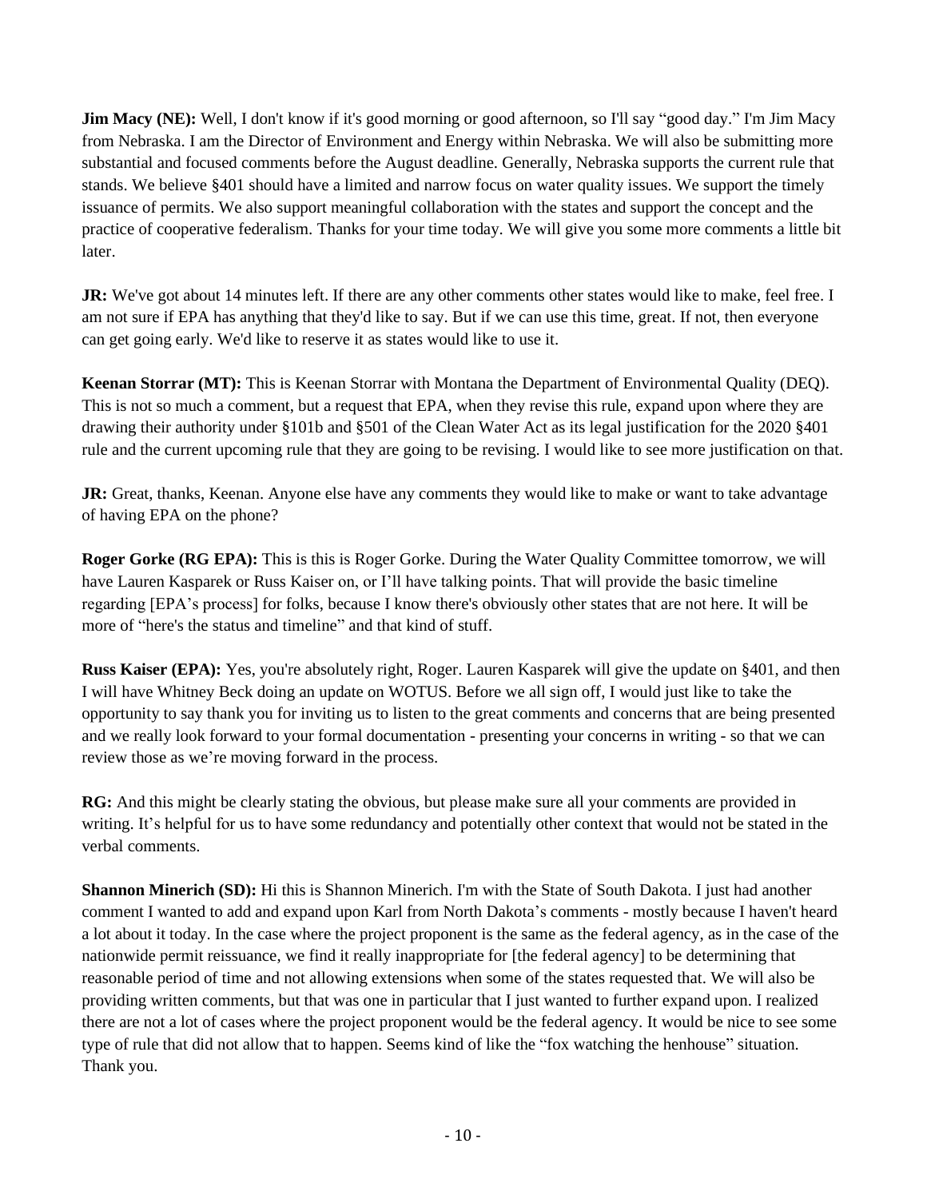**Jim Macy (NE):** Well, I don't know if it's good morning or good afternoon, so I'll say "good day." I'm Jim Macy from Nebraska. I am the Director of Environment and Energy within Nebraska. We will also be submitting more substantial and focused comments before the August deadline. Generally, Nebraska supports the current rule that stands. We believe §401 should have a limited and narrow focus on water quality issues. We support the timely issuance of permits. We also support meaningful collaboration with the states and support the concept and the practice of cooperative federalism. Thanks for your time today. We will give you some more comments a little bit later.

**JR:** We've got about 14 minutes left. If there are any other comments other states would like to make, feel free. I am not sure if EPA has anything that they'd like to say. But if we can use this time, great. If not, then everyone can get going early. We'd like to reserve it as states would like to use it.

**Keenan Storrar (MT):** This is Keenan Storrar with Montana the Department of Environmental Quality (DEQ). This is not so much a comment, but a request that EPA, when they revise this rule, expand upon where they are drawing their authority under §101b and §501 of the Clean Water Act as its legal justification for the 2020 §401 rule and the current upcoming rule that they are going to be revising. I would like to see more justification on that.

**JR:** Great, thanks, Keenan. Anyone else have any comments they would like to make or want to take advantage of having EPA on the phone?

**Roger Gorke (RG EPA):** This is this is Roger Gorke. During the Water Quality Committee tomorrow, we will have Lauren Kasparek or Russ Kaiser on, or I'll have talking points. That will provide the basic timeline regarding [EPA's process] for folks, because I know there's obviously other states that are not here. It will be more of "here's the status and timeline" and that kind of stuff.

**Russ Kaiser (EPA):** Yes, you're absolutely right, Roger. Lauren Kasparek will give the update on §401, and then I will have Whitney Beck doing an update on WOTUS. Before we all sign off, I would just like to take the opportunity to say thank you for inviting us to listen to the great comments and concerns that are being presented and we really look forward to your formal documentation - presenting your concerns in writing - so that we can review those as we're moving forward in the process.

**RG:** And this might be clearly stating the obvious, but please make sure all your comments are provided in writing. It's helpful for us to have some redundancy and potentially other context that would not be stated in the verbal comments.

**Shannon Minerich (SD):** Hi this is Shannon Minerich. I'm with the State of South Dakota. I just had another comment I wanted to add and expand upon Karl from North Dakota's comments - mostly because I haven't heard a lot about it today. In the case where the project proponent is the same as the federal agency, as in the case of the nationwide permit reissuance, we find it really inappropriate for [the federal agency] to be determining that reasonable period of time and not allowing extensions when some of the states requested that. We will also be providing written comments, but that was one in particular that I just wanted to further expand upon. I realized there are not a lot of cases where the project proponent would be the federal agency. It would be nice to see some type of rule that did not allow that to happen. Seems kind of like the "fox watching the henhouse" situation. Thank you.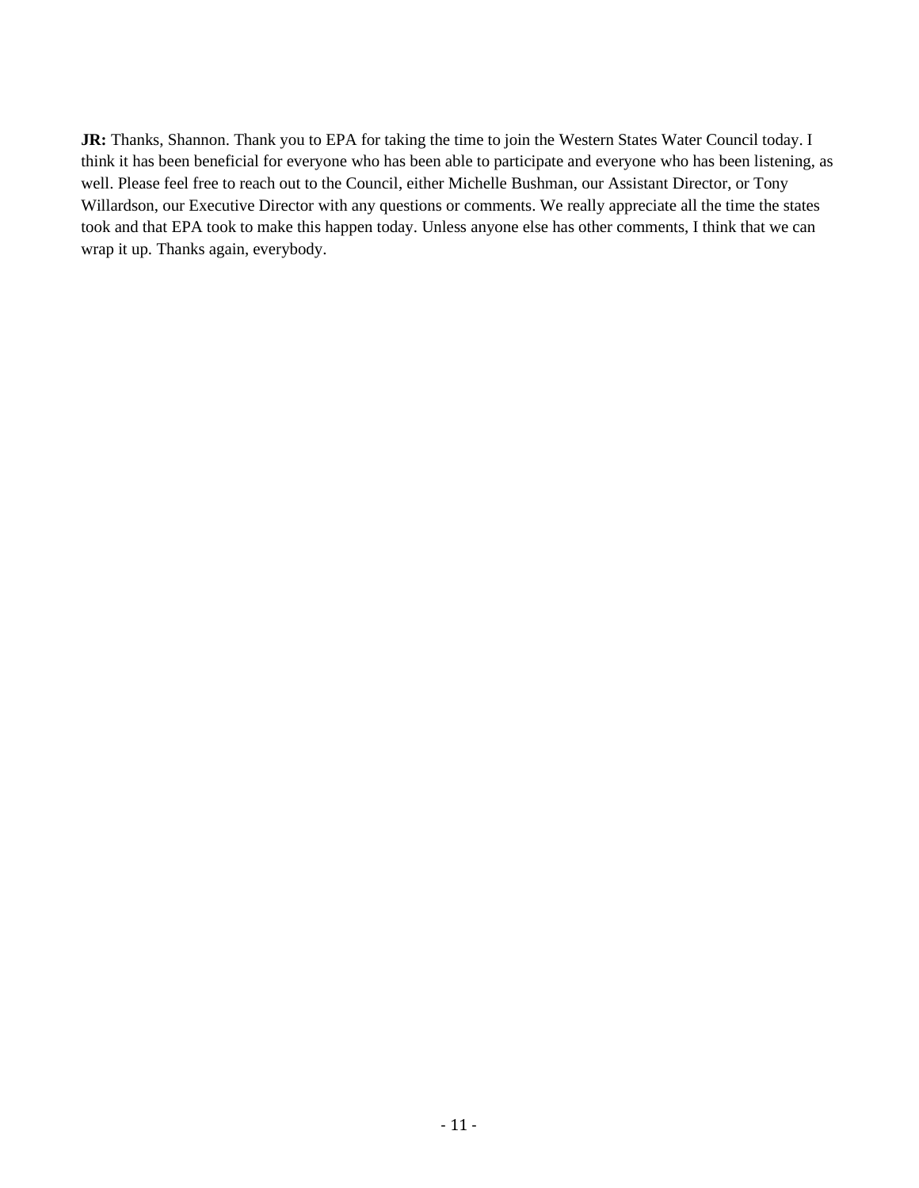**JR:** Thanks, Shannon. Thank you to EPA for taking the time to join the Western States Water Council today. I think it has been beneficial for everyone who has been able to participate and everyone who has been listening, as well. Please feel free to reach out to the Council, either Michelle Bushman, our Assistant Director, or Tony Willardson, our Executive Director with any questions or comments. We really appreciate all the time the states took and that EPA took to make this happen today. Unless anyone else has other comments, I think that we can wrap it up. Thanks again, everybody.